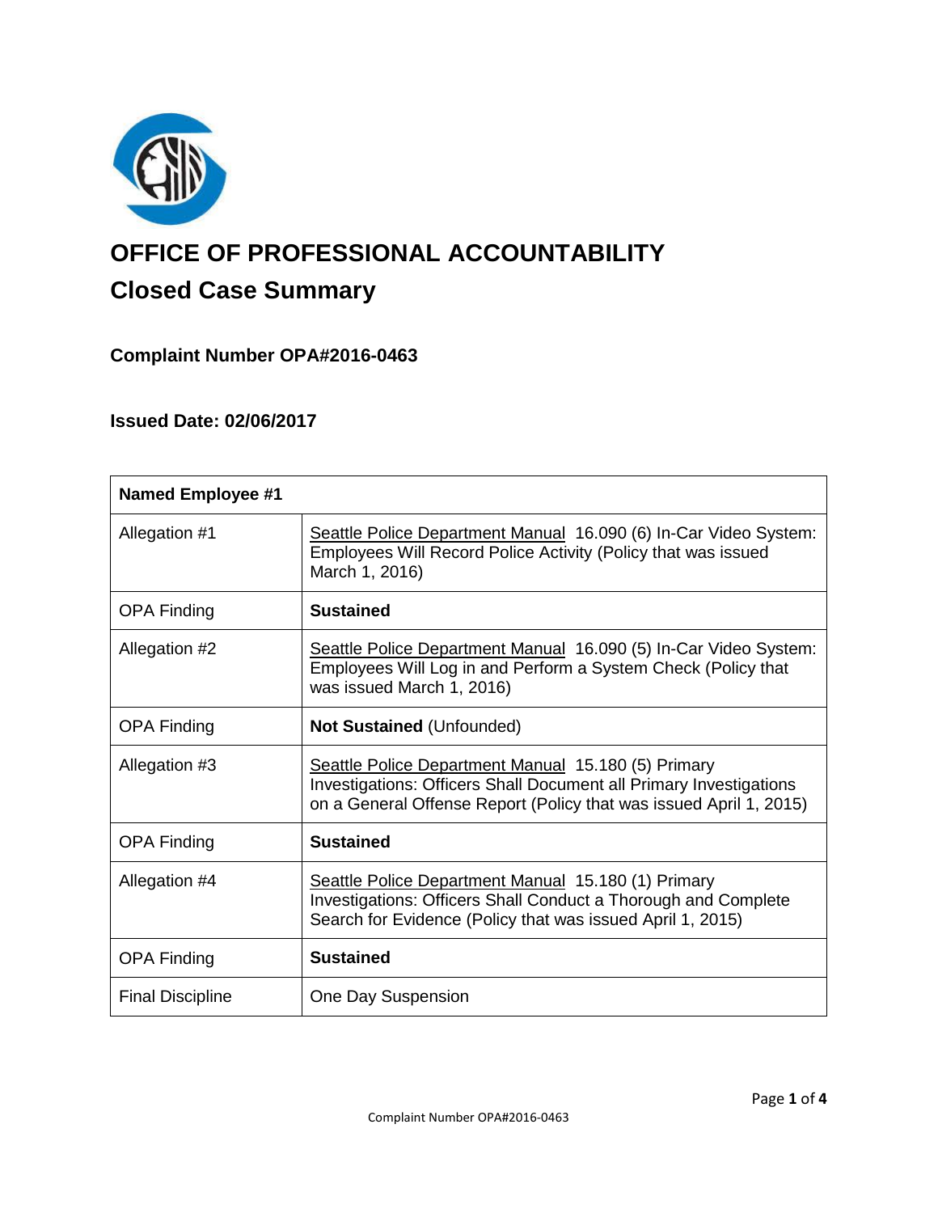# OFFICE OF PROFESSIONAL ACCOUNTABILITY

## Closed Case Summary

### Complaint Number OPA#2016-0463

### Issued Date: 02/06/2017

| Named Employee #1 | |
|---|---|
| Allegation #1 | Seattle Police Department Manual 16.090 (6) In-Car Video System: Employees Will Record Police Activity (Policy that was issued March 1, 2016) |
| OPA Finding | **Sustained** |
| Allegation #2 | Seattle Police Department Manual 16.090 (5) In-Car Video System: Employees Will Log in and Perform a System Check (Policy that was issued March 1, 2016) |
| OPA Finding | **Not Sustained** (Unfounded) |
| Allegation #3 | Seattle Police Department Manual 15.180 (5) Primary Investigations: Officers Shall Document all Primary Investigations on a General Offense Report (Policy that was issued April 1, 2015) |
| OPA Finding | **Sustained** |
| Allegation #4 | Seattle Police Department Manual 15.180 (1) Primary Investigations: Officers Shall Conduct a Thorough and Complete Search for Evidence (Policy that was issued April 1, 2015) |
| OPA Finding | **Sustained** |
| Final Discipline | One Day Suspension |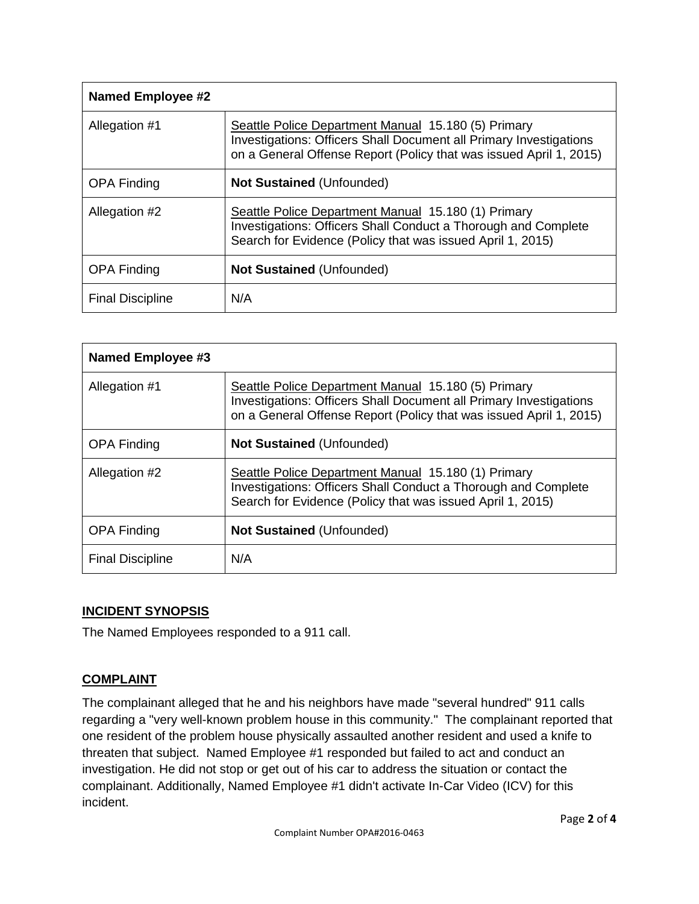| Named Employee #2 | |
|---|---|
| Allegation #1 | Seattle Police Department Manual 15.180 (5) Primary Investigations: Officers Shall Document all Primary Investigations on a General Offense Report (Policy that was issued April 1, 2015) |
| OPA Finding | **Not Sustained** (Unfounded) |
| Allegation #2 | Seattle Police Department Manual 15.180 (1) Primary Investigations: Officers Shall Conduct a Thorough and Complete Search for Evidence (Policy that was issued April 1, 2015) |
| OPA Finding | **Not Sustained** (Unfounded) |
| Final Discipline | N/A |

| Named Employee #3 | |
|---|---|
| Allegation #1 | Seattle Police Department Manual 15.180 (5) Primary Investigations: Officers Shall Document all Primary Investigations on a General Offense Report (Policy that was issued April 1, 2015) |
| OPA Finding | **Not Sustained** (Unfounded) |
| Allegation #2 | Seattle Police Department Manual 15.180 (1) Primary Investigations: Officers Shall Conduct a Thorough and Complete Search for Evidence (Policy that was issued April 1, 2015) |
| OPA Finding | **Not Sustained** (Unfounded) |
| Final Discipline | N/A |

## INCIDENT SYNOPSIS

The Named Employees responded to a 911 call.

## COMPLAINT

The complainant alleged that he and his neighbors have made "several hundred" 911 calls regarding a "very well-known problem house in this community." The complainant reported that one resident of the problem house physically assaulted another resident and used a knife to threaten that subject. Named Employee #1 responded but failed to act and conduct an investigation. He did not stop or get out of his car to address the situation or contact the complainant. Additionally, Named Employee #1 didn't activate In-Car Video (ICV) for this incident.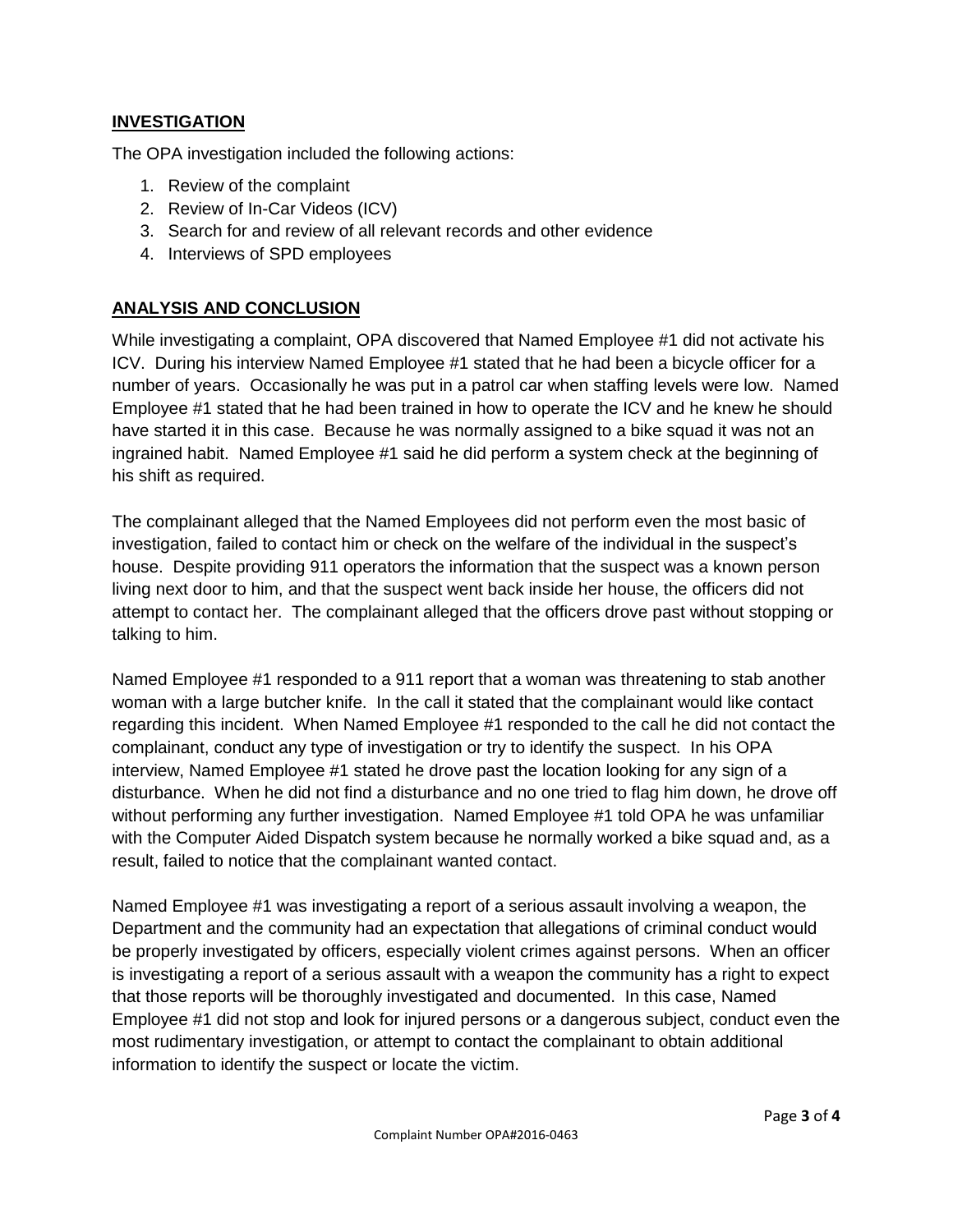## INVESTIGATION

The OPA investigation included the following actions:

1. Review of the complaint
2. Review of In-Car Videos (ICV)
3. Search for and review of all relevant records and other evidence
4. Interviews of SPD employees

## ANALYSIS AND CONCLUSION

While investigating a complaint, OPA discovered that Named Employee #1 did not activate his ICV. During his interview Named Employee #1 stated that he had been a bicycle officer for a number of years. Occasionally he was put in a patrol car when staffing levels were low. Named Employee #1 stated that he had been trained in how to operate the ICV and he knew he should have started it in this case. Because he was normally assigned to a bike squad it was not an ingrained habit. Named Employee #1 said he did perform a system check at the beginning of his shift as required.

The complainant alleged that the Named Employees did not perform even the most basic of investigation, failed to contact him or check on the welfare of the individual in the suspect's house. Despite providing 911 operators the information that the suspect was a known person living next door to him, and that the suspect went back inside her house, the officers did not attempt to contact her. The complainant alleged that the officers drove past without stopping or talking to him.

Named Employee #1 responded to a 911 report that a woman was threatening to stab another woman with a large butcher knife. In the call it stated that the complainant would like contact regarding this incident. When Named Employee #1 responded to the call he did not contact the complainant, conduct any type of investigation or try to identify the suspect. In his OPA interview, Named Employee #1 stated he drove past the location looking for any sign of a disturbance. When he did not find a disturbance and no one tried to flag him down, he drove off without performing any further investigation. Named Employee #1 told OPA he was unfamiliar with the Computer Aided Dispatch system because he normally worked a bike squad and, as a result, failed to notice that the complainant wanted contact.

Named Employee #1 was investigating a report of a serious assault involving a weapon, the Department and the community had an expectation that allegations of criminal conduct would be properly investigated by officers, especially violent crimes against persons. When an officer is investigating a report of a serious assault with a weapon the community has a right to expect that those reports will be thoroughly investigated and documented. In this case, Named Employee #1 did not stop and look for injured persons or a dangerous subject, conduct even the most rudimentary investigation, or attempt to contact the complainant to obtain additional information to identify the suspect or locate the victim.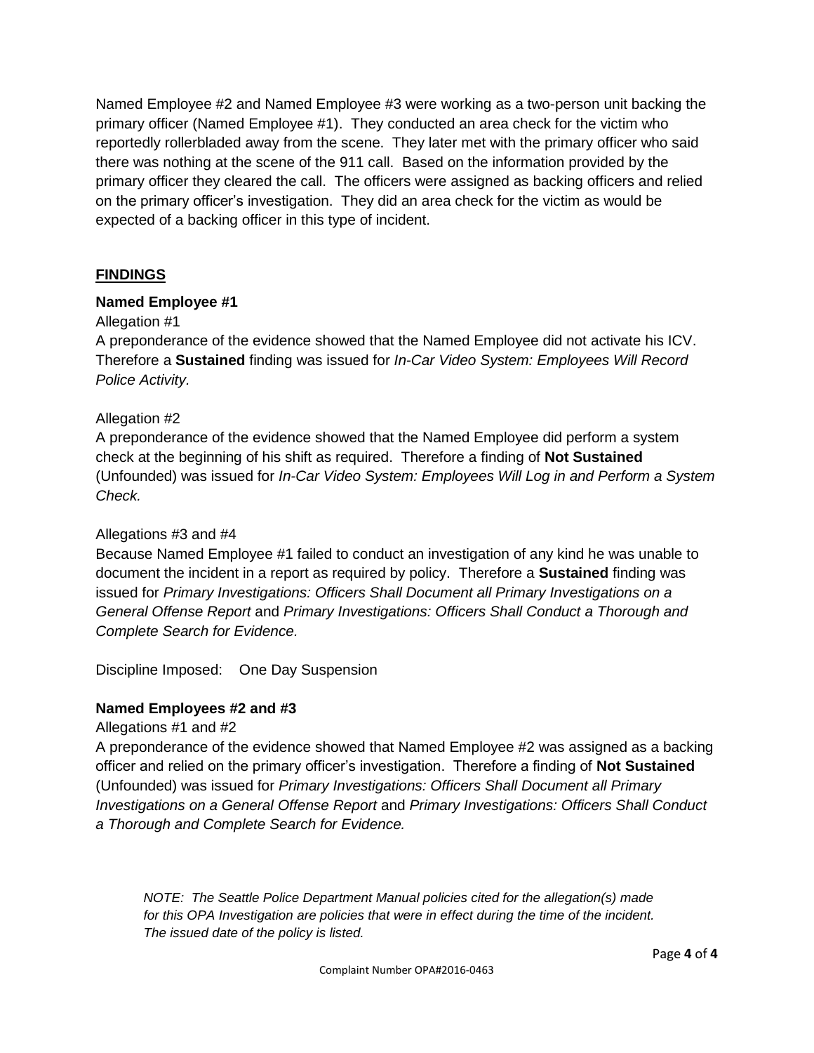Named Employee #2 and Named Employee #3 were working as a two-person unit backing the primary officer (Named Employee #1). They conducted an area check for the victim who reportedly rollerbladed away from the scene. They later met with the primary officer who said there was nothing at the scene of the 911 call. Based on the information provided by the primary officer they cleared the call. The officers were assigned as backing officers and relied on the primary officer's investigation. They did an area check for the victim as would be expected of a backing officer in this type of incident.

## FINDINGS

**Named Employee #1**

Allegation #1

A preponderance of the evidence showed that the Named Employee did not activate his ICV. Therefore a **Sustained** finding was issued for *In-Car Video System: Employees Will Record Police Activity.*

Allegation #2

A preponderance of the evidence showed that the Named Employee did perform a system check at the beginning of his shift as required. Therefore a finding of **Not Sustained** (Unfounded) was issued for *In-Car Video System: Employees Will Log in and Perform a System Check.*

Allegations #3 and #4

Because Named Employee #1 failed to conduct an investigation of any kind he was unable to document the incident in a report as required by policy. Therefore a **Sustained** finding was issued for *Primary Investigations: Officers Shall Document all Primary Investigations on a General Offense Report* and *Primary Investigations: Officers Shall Conduct a Thorough and Complete Search for Evidence.*

Discipline Imposed: One Day Suspension

**Named Employees #2 and #3**

Allegations #1 and #2

A preponderance of the evidence showed that Named Employee #2 was assigned as a backing officer and relied on the primary officer's investigation. Therefore a finding of **Not Sustained** (Unfounded) was issued for *Primary Investigations: Officers Shall Document all Primary Investigations on a General Offense Report* and *Primary Investigations: Officers Shall Conduct a Thorough and Complete Search for Evidence.*

*NOTE: The Seattle Police Department Manual policies cited for the allegation(s) made for this OPA Investigation are policies that were in effect during the time of the incident. The issued date of the policy is listed.*

Complaint Number OPA#2016-0463